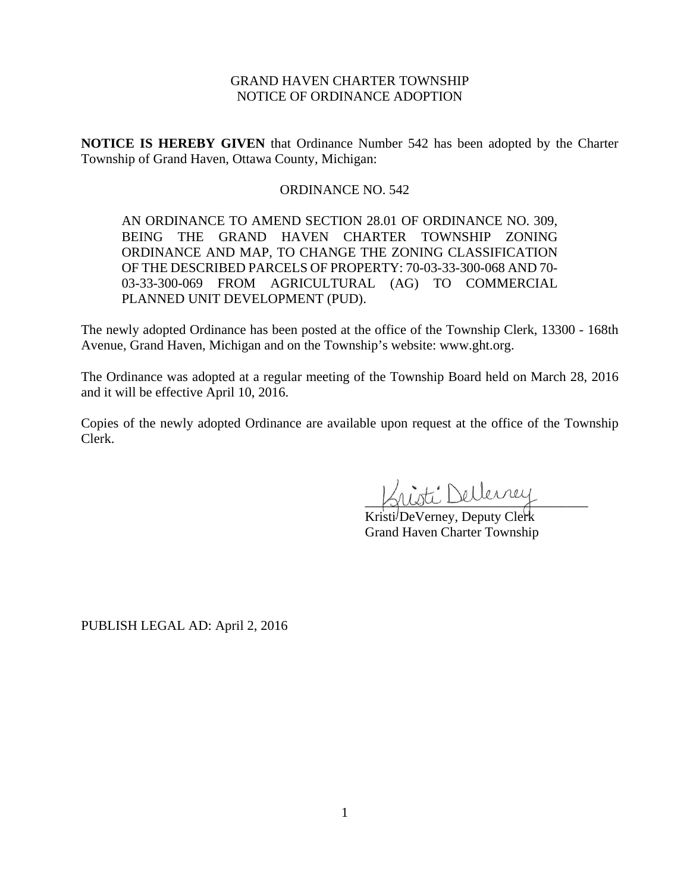GRAND HAVEN CHARTER TOWNSHIP
NOTICE OF ORDINANCE ADOPTION

**NOTICE IS HEREBY GIVEN** that Ordinance Number 542 has been adopted by the Charter Township of Grand Haven, Ottawa County, Michigan:

ORDINANCE NO. 542

AN ORDINANCE TO AMEND SECTION 28.01 OF ORDINANCE NO. 309, BEING THE GRAND HAVEN CHARTER TOWNSHIP ZONING ORDINANCE AND MAP, TO CHANGE THE ZONING CLASSIFICATION OF THE DESCRIBED PARCELS OF PROPERTY: 70-03-33-300-068 AND 70-03-33-300-069 FROM AGRICULTURAL (AG) TO COMMERCIAL PLANNED UNIT DEVELOPMENT (PUD).

The newly adopted Ordinance has been posted at the office of the Township Clerk, 13300 - 168th Avenue, Grand Haven, Michigan and on the Township's website: www.ght.org.

The Ordinance was adopted at a regular meeting of the Township Board held on March 28, 2016 and it will be effective April 10, 2016.

Copies of the newly adopted Ordinance are available upon request at the office of the Township Clerk.

Kristi DeVerney, Deputy Clerk
Grand Haven Charter Township

PUBLISH LEGAL AD: April 2, 2016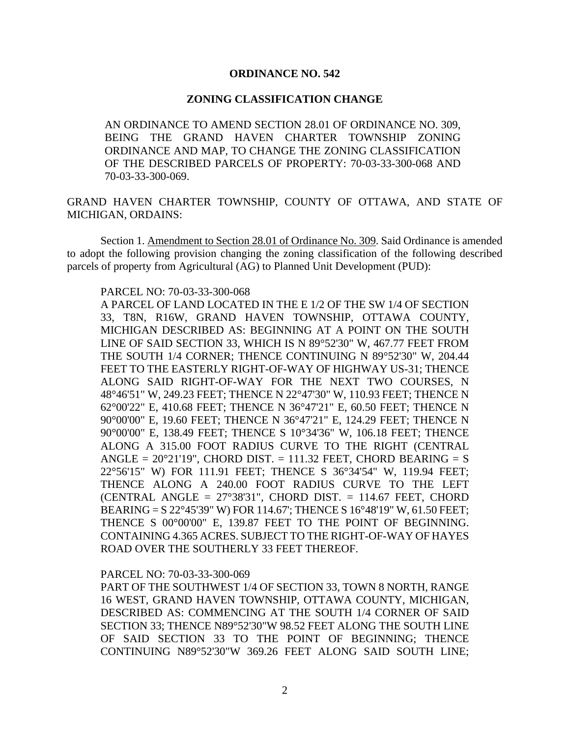# ORDINANCE NO. 542

## ZONING CLASSIFICATION CHANGE

AN ORDINANCE TO AMEND SECTION 28.01 OF ORDINANCE NO. 309, BEING THE GRAND HAVEN CHARTER TOWNSHIP ZONING ORDINANCE AND MAP, TO CHANGE THE ZONING CLASSIFICATION OF THE DESCRIBED PARCELS OF PROPERTY: 70-03-33-300-068 AND 70-03-33-300-069.

GRAND HAVEN CHARTER TOWNSHIP, COUNTY OF OTTAWA, AND STATE OF MICHIGAN, ORDAINS:

Section 1. Amendment to Section 28.01 of Ordinance No. 309. Said Ordinance is amended to adopt the following provision changing the zoning classification of the following described parcels of property from Agricultural (AG) to Planned Unit Development (PUD):

PARCEL NO: 70-03-33-300-068

A PARCEL OF LAND LOCATED IN THE E 1/2 OF THE SW 1/4 OF SECTION 33, T8N, R16W, GRAND HAVEN TOWNSHIP, OTTAWA COUNTY, MICHIGAN DESCRIBED AS: BEGINNING AT A POINT ON THE SOUTH LINE OF SAID SECTION 33, WHICH IS N 89°52'30" W, 467.77 FEET FROM THE SOUTH 1/4 CORNER; THENCE CONTINUING N 89°52'30" W, 204.44 FEET TO THE EASTERLY RIGHT-OF-WAY OF HIGHWAY US-31; THENCE ALONG SAID RIGHT-OF-WAY FOR THE NEXT TWO COURSES, N 48°46'51" W, 249.23 FEET; THENCE N 22°47'30" W, 110.93 FEET; THENCE N 62°00'22" E, 410.68 FEET; THENCE N 36°47'21" E, 60.50 FEET; THENCE N 90°00'00" E, 19.60 FEET; THENCE N 36°47'21" E, 124.29 FEET; THENCE N 90°00'00" E, 138.49 FEET; THENCE S 10°34'36" W, 106.18 FEET; THENCE ALONG A 315.00 FOOT RADIUS CURVE TO THE RIGHT (CENTRAL ANGLE = 20°21'19", CHORD DIST. = 111.32 FEET, CHORD BEARING = S 22°56'15" W) FOR 111.91 FEET; THENCE S 36°34'54" W, 119.94 FEET; THENCE ALONG A 240.00 FOOT RADIUS CURVE TO THE LEFT (CENTRAL ANGLE = 27°38'31", CHORD DIST. = 114.67 FEET, CHORD BEARING = S 22°45'39" W) FOR 114.67'; THENCE S 16°48'19" W, 61.50 FEET; THENCE S 00°00'00" E, 139.87 FEET TO THE POINT OF BEGINNING. CONTAINING 4.365 ACRES. SUBJECT TO THE RIGHT-OF-WAY OF HAYES ROAD OVER THE SOUTHERLY 33 FEET THEREOF.

PARCEL NO: 70-03-33-300-069

PART OF THE SOUTHWEST 1/4 OF SECTION 33, TOWN 8 NORTH, RANGE 16 WEST, GRAND HAVEN TOWNSHIP, OTTAWA COUNTY, MICHIGAN, DESCRIBED AS: COMMENCING AT THE SOUTH 1/4 CORNER OF SAID SECTION 33; THENCE N89°52'30"W 98.52 FEET ALONG THE SOUTH LINE OF SAID SECTION 33 TO THE POINT OF BEGINNING; THENCE CONTINUING N89°52'30"W 369.26 FEET ALONG SAID SOUTH LINE;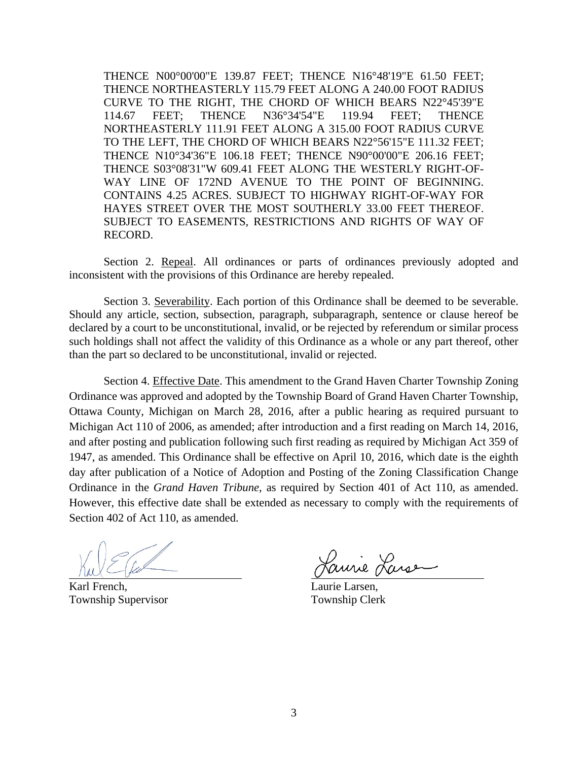THENCE N00°00'00"E 139.87 FEET; THENCE N16°48'19"E 61.50 FEET; THENCE NORTHEASTERLY 115.79 FEET ALONG A 240.00 FOOT RADIUS CURVE TO THE RIGHT, THE CHORD OF WHICH BEARS N22°45'39"E 114.67 FEET; THENCE N36°34'54"E 119.94 FEET; THENCE NORTHEASTERLY 111.91 FEET ALONG A 315.00 FOOT RADIUS CURVE TO THE LEFT, THE CHORD OF WHICH BEARS N22°56'15"E 111.32 FEET; THENCE N10°34'36"E 106.18 FEET; THENCE N90°00'00"E 206.16 FEET; THENCE S03°08'31"W 609.41 FEET ALONG THE WESTERLY RIGHT-OF-WAY LINE OF 172ND AVENUE TO THE POINT OF BEGINNING. CONTAINS 4.25 ACRES. SUBJECT TO HIGHWAY RIGHT-OF-WAY FOR HAYES STREET OVER THE MOST SOUTHERLY 33.00 FEET THEREOF. SUBJECT TO EASEMENTS, RESTRICTIONS AND RIGHTS OF WAY OF RECORD.

Section 2. Repeal. All ordinances or parts of ordinances previously adopted and inconsistent with the provisions of this Ordinance are hereby repealed.

Section 3. Severability. Each portion of this Ordinance shall be deemed to be severable. Should any article, section, subsection, paragraph, subparagraph, sentence or clause hereof be declared by a court to be unconstitutional, invalid, or be rejected by referendum or similar process such holdings shall not affect the validity of this Ordinance as a whole or any part thereof, other than the part so declared to be unconstitutional, invalid or rejected.

Section 4. Effective Date. This amendment to the Grand Haven Charter Township Zoning Ordinance was approved and adopted by the Township Board of Grand Haven Charter Township, Ottawa County, Michigan on March 28, 2016, after a public hearing as required pursuant to Michigan Act 110 of 2006, as amended; after introduction and a first reading on March 14, 2016, and after posting and publication following such first reading as required by Michigan Act 359 of 1947, as amended. This Ordinance shall be effective on April 10, 2016, which date is the eighth day after publication of a Notice of Adoption and Posting of the Zoning Classification Change Ordinance in the *Grand Haven Tribune*, as required by Section 401 of Act 110, as amended. However, this effective date shall be extended as necessary to comply with the requirements of Section 402 of Act 110, as amended.

| | |
|---|---|
| Karl French, | Laurie Larsen, |
| Township Supervisor | Township Clerk |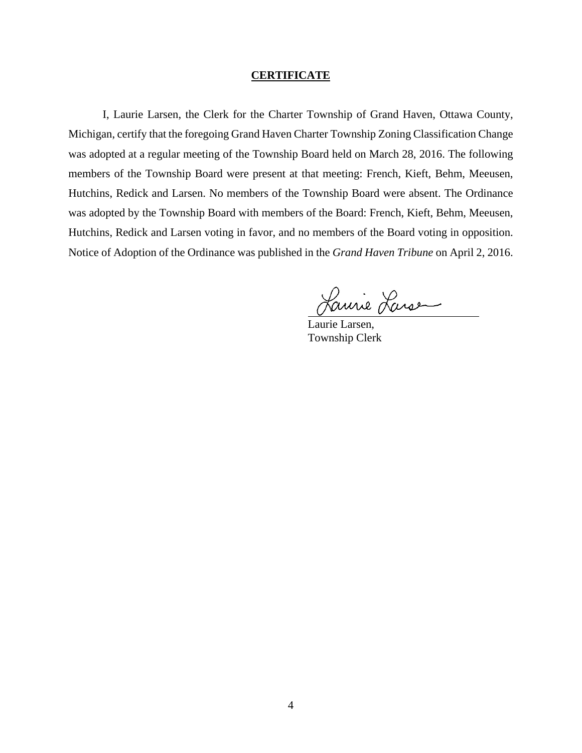**CERTIFICATE**

I, Laurie Larsen, the Clerk for the Charter Township of Grand Haven, Ottawa County, Michigan, certify that the foregoing Grand Haven Charter Township Zoning Classification Change was adopted at a regular meeting of the Township Board held on March 28, 2016. The following members of the Township Board were present at that meeting: French, Kieft, Behm, Meeusen, Hutchins, Redick and Larsen. No members of the Township Board were absent. The Ordinance was adopted by the Township Board with members of the Board: French, Kieft, Behm, Meeusen, Hutchins, Redick and Larsen voting in favor, and no members of the Board voting in opposition. Notice of Adoption of the Ordinance was published in the *Grand Haven Tribune* on April 2, 2016.

Laurie Larsen,
Township Clerk